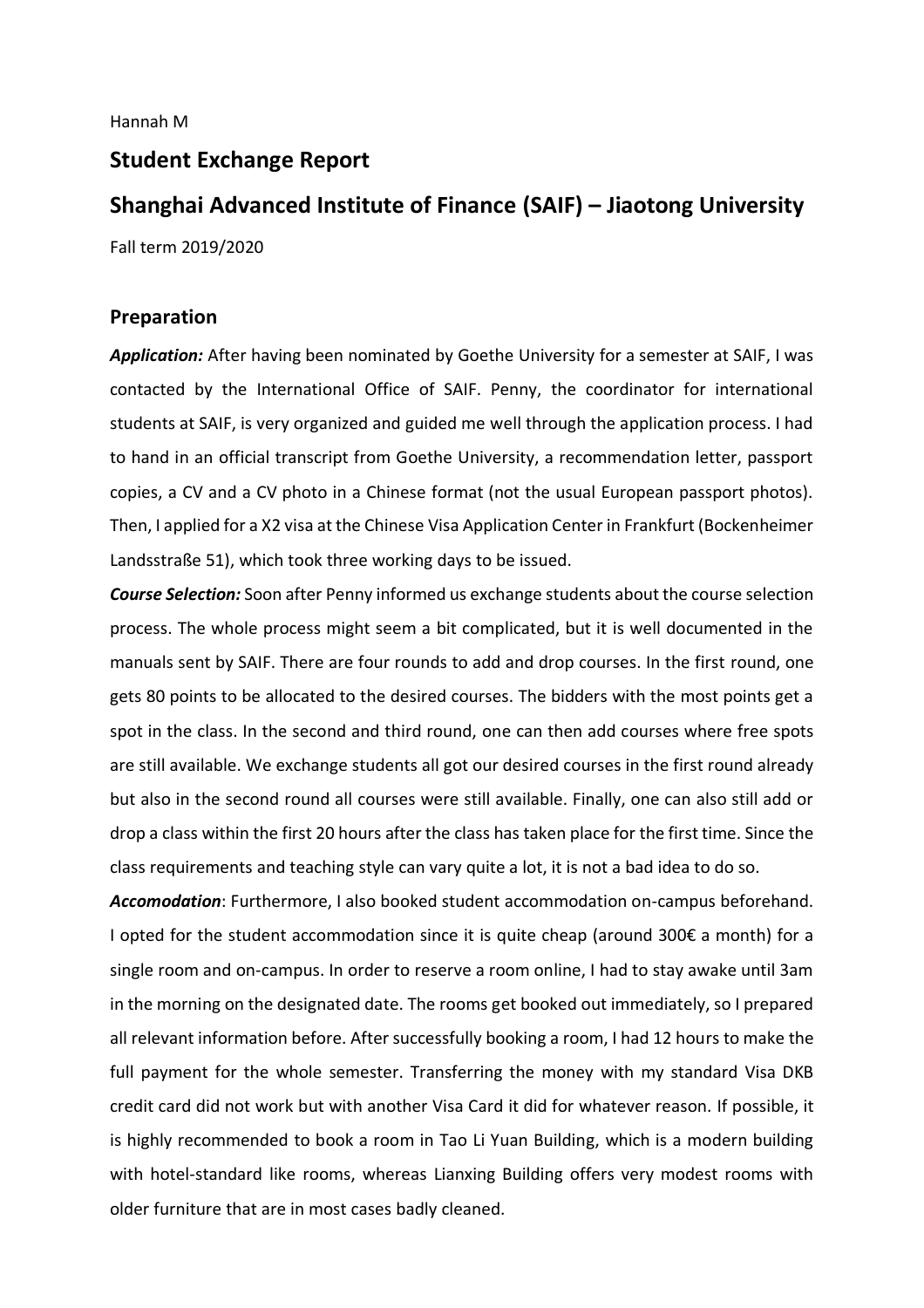Hannah M

# Student Exchange Report

# Shanghai Advanced Institute of Finance (SAIF) – Jiaotong University

Fall term 2019/2020

## Preparation

***Application:*** After having been nominated by Goethe University for a semester at SAIF, I was contacted by the International Office of SAIF. Penny, the coordinator for international students at SAIF, is very organized and guided me well through the application process. I had to hand in an official transcript from Goethe University, a recommendation letter, passport copies, a CV and a CV photo in a Chinese format (not the usual European passport photos). Then, I applied for a X2 visa at the Chinese Visa Application Center in Frankfurt (Bockenheimer Landsstraße 51), which took three working days to be issued.

***Course Selection:*** Soon after Penny informed us exchange students about the course selection process. The whole process might seem a bit complicated, but it is well documented in the manuals sent by SAIF. There are four rounds to add and drop courses. In the first round, one gets 80 points to be allocated to the desired courses. The bidders with the most points get a spot in the class. In the second and third round, one can then add courses where free spots are still available. We exchange students all got our desired courses in the first round already but also in the second round all courses were still available. Finally, one can also still add or drop a class within the first 20 hours after the class has taken place for the first time. Since the class requirements and teaching style can vary quite a lot, it is not a bad idea to do so.

***Accomodation***: Furthermore, I also booked student accommodation on-campus beforehand. I opted for the student accommodation since it is quite cheap (around 300€ a month) for a single room and on-campus. In order to reserve a room online, I had to stay awake until 3am in the morning on the designated date. The rooms get booked out immediately, so I prepared all relevant information before. After successfully booking a room, I had 12 hours to make the full payment for the whole semester. Transferring the money with my standard Visa DKB credit card did not work but with another Visa Card it did for whatever reason. If possible, it is highly recommended to book a room in Tao Li Yuan Building, which is a modern building with hotel-standard like rooms, whereas Lianxing Building offers very modest rooms with older furniture that are in most cases badly cleaned.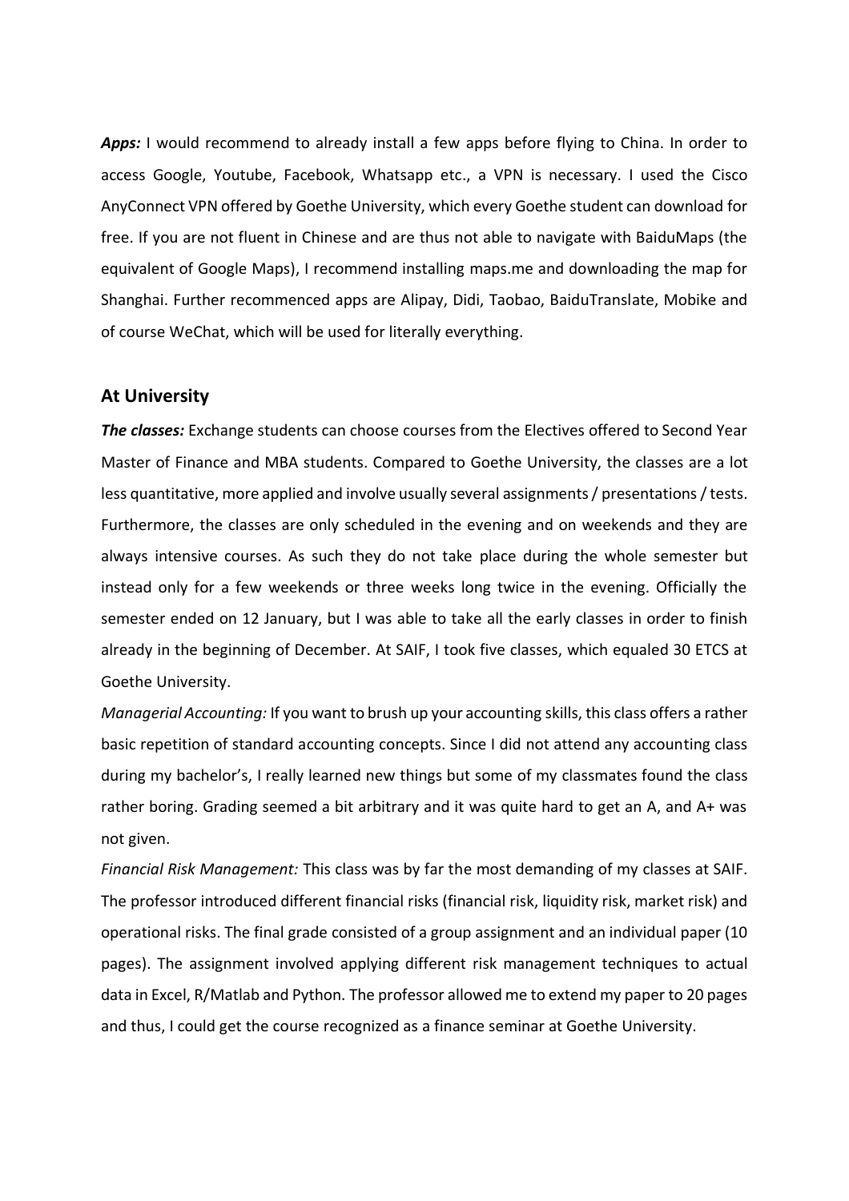***Apps:*** I would recommend to already install a few apps before flying to China. In order to access Google, Youtube, Facebook, Whatsapp etc., a VPN is necessary. I used the Cisco AnyConnect VPN offered by Goethe University, which every Goethe student can download for free. If you are not fluent in Chinese and are thus not able to navigate with BaiduMaps (the equivalent of Google Maps), I recommend installing maps.me and downloading the map for Shanghai. Further recommenced apps are Alipay, Didi, Taobao, BaiduTranslate, Mobike and of course WeChat, which will be used for literally everything.

## At University

***The classes:*** Exchange students can choose courses from the Electives offered to Second Year Master of Finance and MBA students. Compared to Goethe University, the classes are a lot less quantitative, more applied and involve usually several assignments / presentations / tests. Furthermore, the classes are only scheduled in the evening and on weekends and they are always intensive courses. As such they do not take place during the whole semester but instead only for a few weekends or three weeks long twice in the evening. Officially the semester ended on 12 January, but I was able to take all the early classes in order to finish already in the beginning of December. At SAIF, I took five classes, which equaled 30 ETCS at Goethe University.

*Managerial Accounting:* If you want to brush up your accounting skills, this class offers a rather basic repetition of standard accounting concepts. Since I did not attend any accounting class during my bachelor's, I really learned new things but some of my classmates found the class rather boring. Grading seemed a bit arbitrary and it was quite hard to get an A, and A+ was not given.

*Financial Risk Management:* This class was by far the most demanding of my classes at SAIF. The professor introduced different financial risks (financial risk, liquidity risk, market risk) and operational risks. The final grade consisted of a group assignment and an individual paper (10 pages). The assignment involved applying different risk management techniques to actual data in Excel, R/Matlab and Python. The professor allowed me to extend my paper to 20 pages and thus, I could get the course recognized as a finance seminar at Goethe University.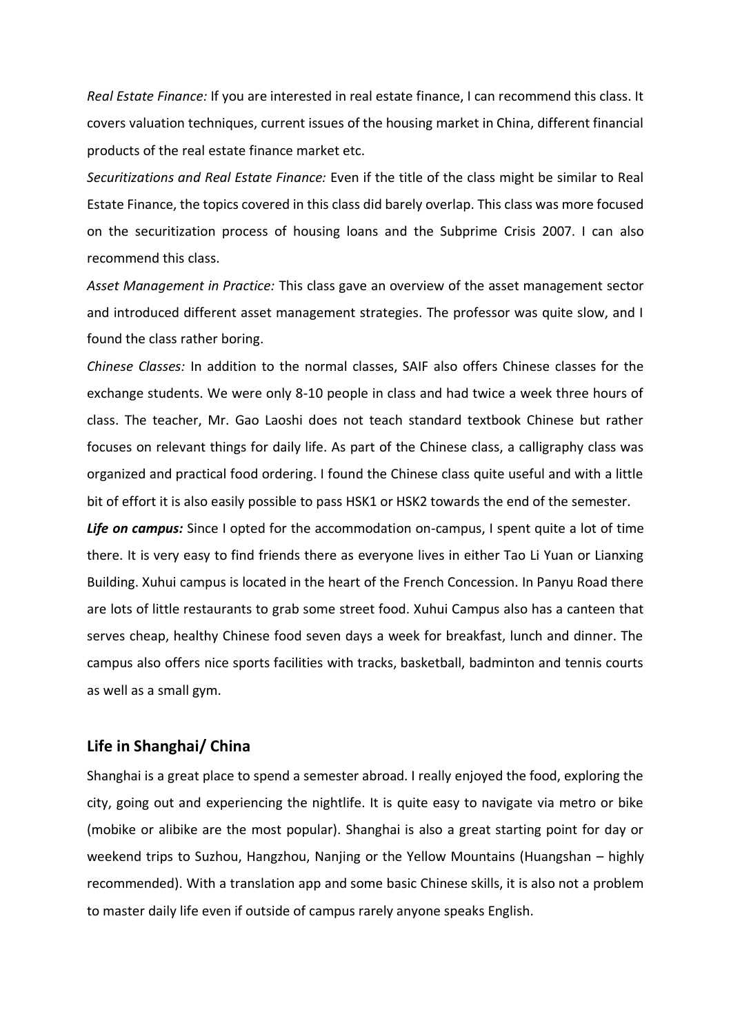*Real Estate Finance:* If you are interested in real estate finance, I can recommend this class. It covers valuation techniques, current issues of the housing market in China, different financial products of the real estate finance market etc.

*Securitizations and Real Estate Finance:* Even if the title of the class might be similar to Real Estate Finance, the topics covered in this class did barely overlap. This class was more focused on the securitization process of housing loans and the Subprime Crisis 2007. I can also recommend this class.

*Asset Management in Practice:* This class gave an overview of the asset management sector and introduced different asset management strategies. The professor was quite slow, and I found the class rather boring.

*Chinese Classes:* In addition to the normal classes, SAIF also offers Chinese classes for the exchange students. We were only 8-10 people in class and had twice a week three hours of class. The teacher, Mr. Gao Laoshi does not teach standard textbook Chinese but rather focuses on relevant things for daily life. As part of the Chinese class, a calligraphy class was organized and practical food ordering. I found the Chinese class quite useful and with a little bit of effort it is also easily possible to pass HSK1 or HSK2 towards the end of the semester.

***Life on campus:*** Since I opted for the accommodation on-campus, I spent quite a lot of time there. It is very easy to find friends there as everyone lives in either Tao Li Yuan or Lianxing Building. Xuhui campus is located in the heart of the French Concession. In Panyu Road there are lots of little restaurants to grab some street food. Xuhui Campus also has a canteen that serves cheap, healthy Chinese food seven days a week for breakfast, lunch and dinner. The campus also offers nice sports facilities with tracks, basketball, badminton and tennis courts as well as a small gym.

## Life in Shanghai/ China

Shanghai is a great place to spend a semester abroad. I really enjoyed the food, exploring the city, going out and experiencing the nightlife. It is quite easy to navigate via metro or bike (mobike or alibike are the most popular). Shanghai is also a great starting point for day or weekend trips to Suzhou, Hangzhou, Nanjing or the Yellow Mountains (Huangshan – highly recommended). With a translation app and some basic Chinese skills, it is also not a problem to master daily life even if outside of campus rarely anyone speaks English.